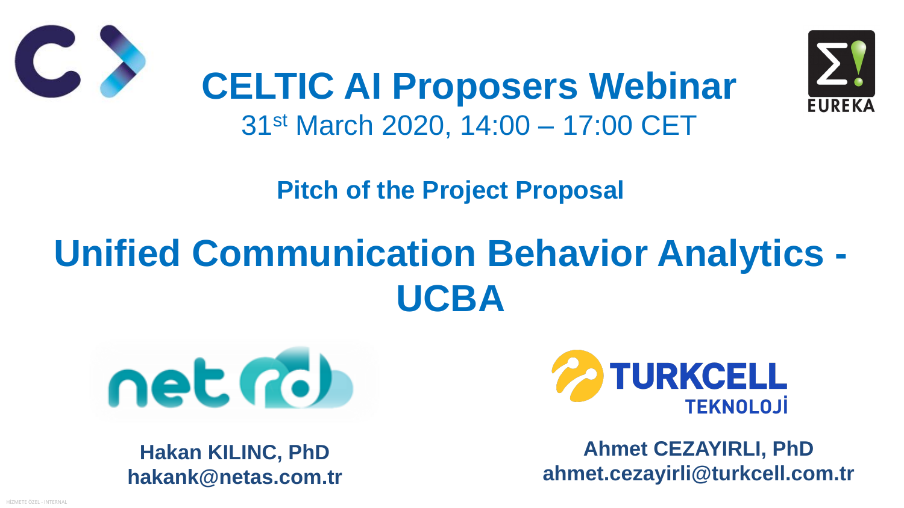# CELTIC AI Proposers Webinar

31st March 2020, 14:00 – 17:00 CET

**Pitch of the Project Proposal**

# Unified Communication Behavior Analytics - UCBA

**Hakan KILINC, PhD**
**hakank@netas.com.tr**

**Ahmet CEZAYIRLI, PhD**
**ahmet.cezayirli@turkcell.com.tr**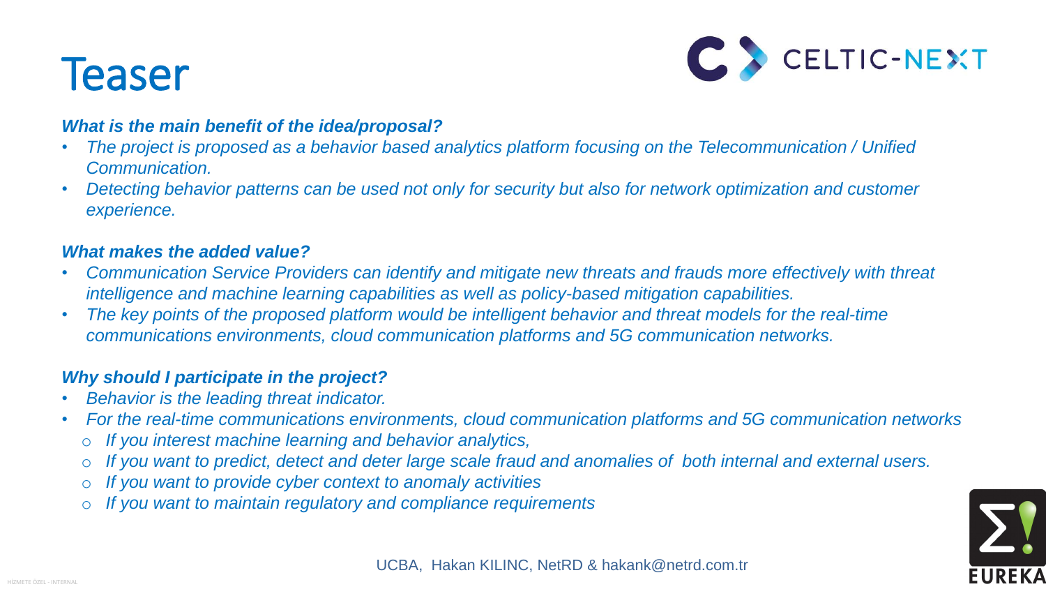# Teaser

***What is the main benefit of the idea/proposal?***

- *The project is proposed as a behavior based analytics platform focusing on the Telecommunication / Unified Communication.*
- *Detecting behavior patterns can be used not only for security but also for network optimization and customer experience.*

***What makes the added value?***

- *Communication Service Providers can identify and mitigate new threats and frauds more effectively with threat intelligence and machine learning capabilities as well as policy-based mitigation capabilities.*
- *The key points of the proposed platform would be intelligent behavior and threat models for the real-time communications environments, cloud communication platforms and 5G communication networks.*

***Why should I participate in the project?***

- *Behavior is the leading threat indicator.*
- *For the real-time communications environments, cloud communication platforms and 5G communication networks*
  - *If you interest machine learning and behavior analytics,*
  - *If you want to predict, detect and deter large scale fraud and anomalies of both internal and external users.*
  - *If you want to provide cyber context to anomaly activities*
  - *If you want to maintain regulatory and compliance requirements*

UCBA, Hakan KILINC, NetRD & hakank@netrd.com.tr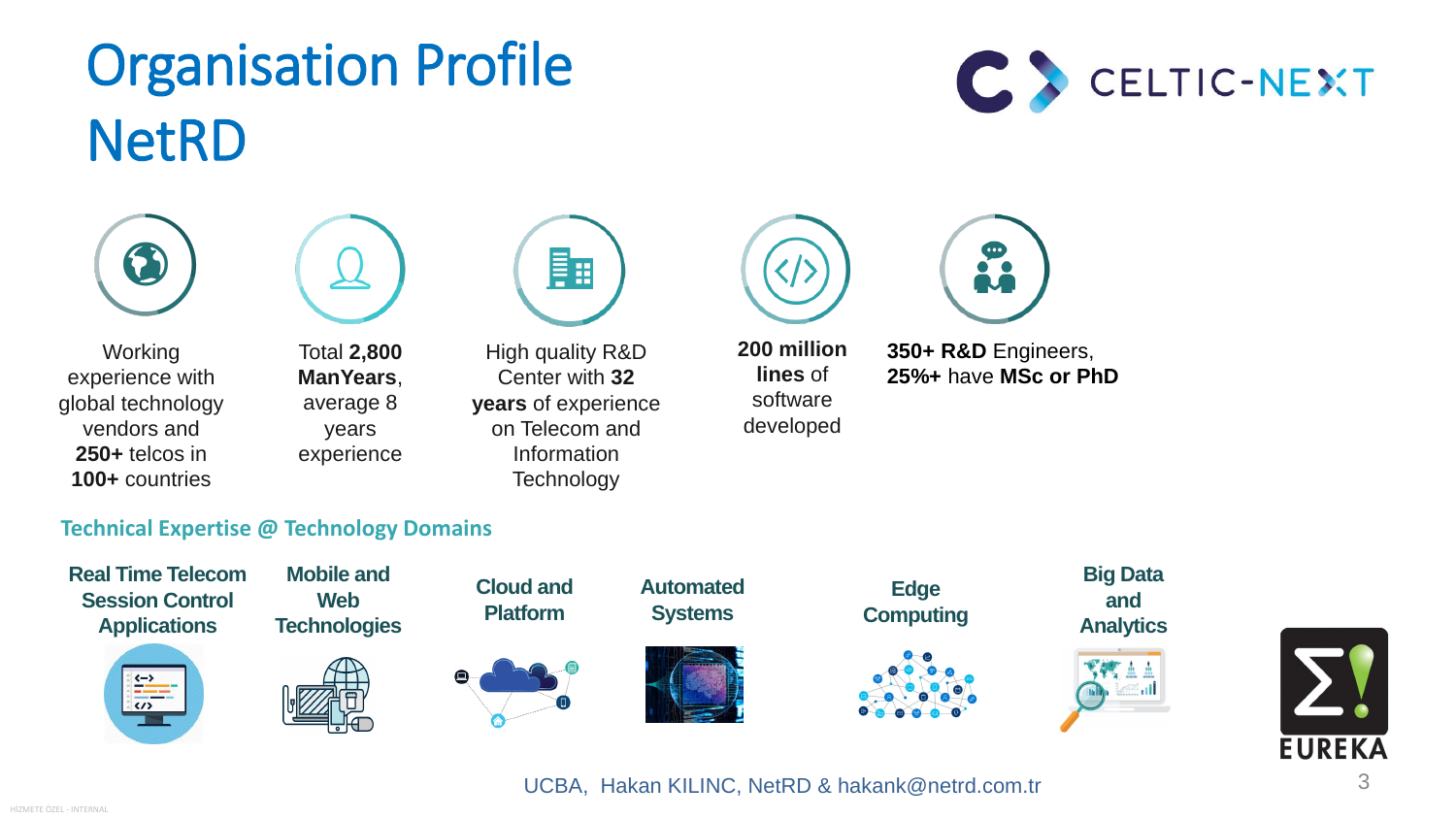# Organisation Profile
# NetRD

- Working experience with global technology vendors and **250+** telcos in **100+** countries
- Total **2,800 ManYears**, average 8 years experience
- High quality R&D Center with **32 years** of experience on Telecom and Information Technology
- **200 million lines** of software developed
- **350+ R&D** Engineers, **25%+** have **MSc or PhD**

## Technical Expertise @ Technology Domains

- **Real Time Telecom Session Control Applications**
- **Mobile and Web Technologies**
- **Cloud and Platform**
- **Automated Systems**
- **Edge Computing**
- **Big Data and Analytics**

UCBA, Hakan KILINC, NetRD & hakank@netrd.com.tr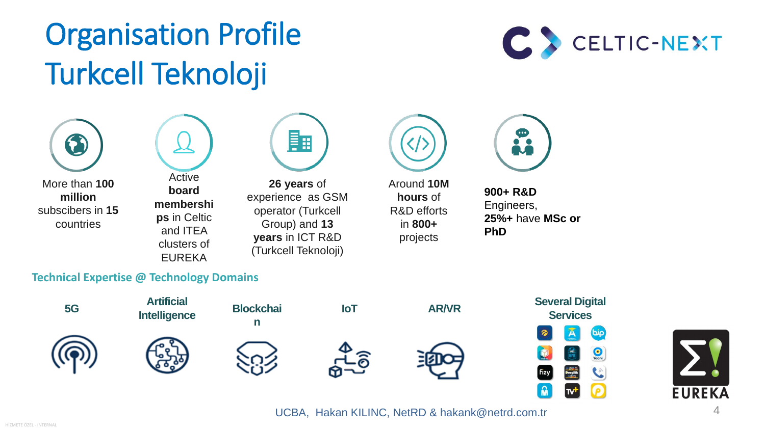# Organisation Profile
# Turkcell Teknoloji

CELTIC-NEXT

- More than **100 million** subscibers in **15** countries
- Active **board memberships** in Celtic and ITEA clusters of EUREKA
- **26 years** of experience as GSM operator (Turkcell Group) and **13 years** in ICT R&D (Turkcell Teknoloji)
- Around **10M hours** of R&D efforts in **800+** projects
- **900+ R&D** Engineers, **25%+** have **MSc or PhD**

## Technical Expertise @ Technology Domains

- **5G**
- **Artificial Intelligence**
- **Blockchain**
- **IoT**
- **AR/VR**
- **Several Digital Services**

EUREKA

UCBA, Hakan KILINC, NetRD & hakank@netrd.com.tr

HİZMETE ÖZEL - INTERNAL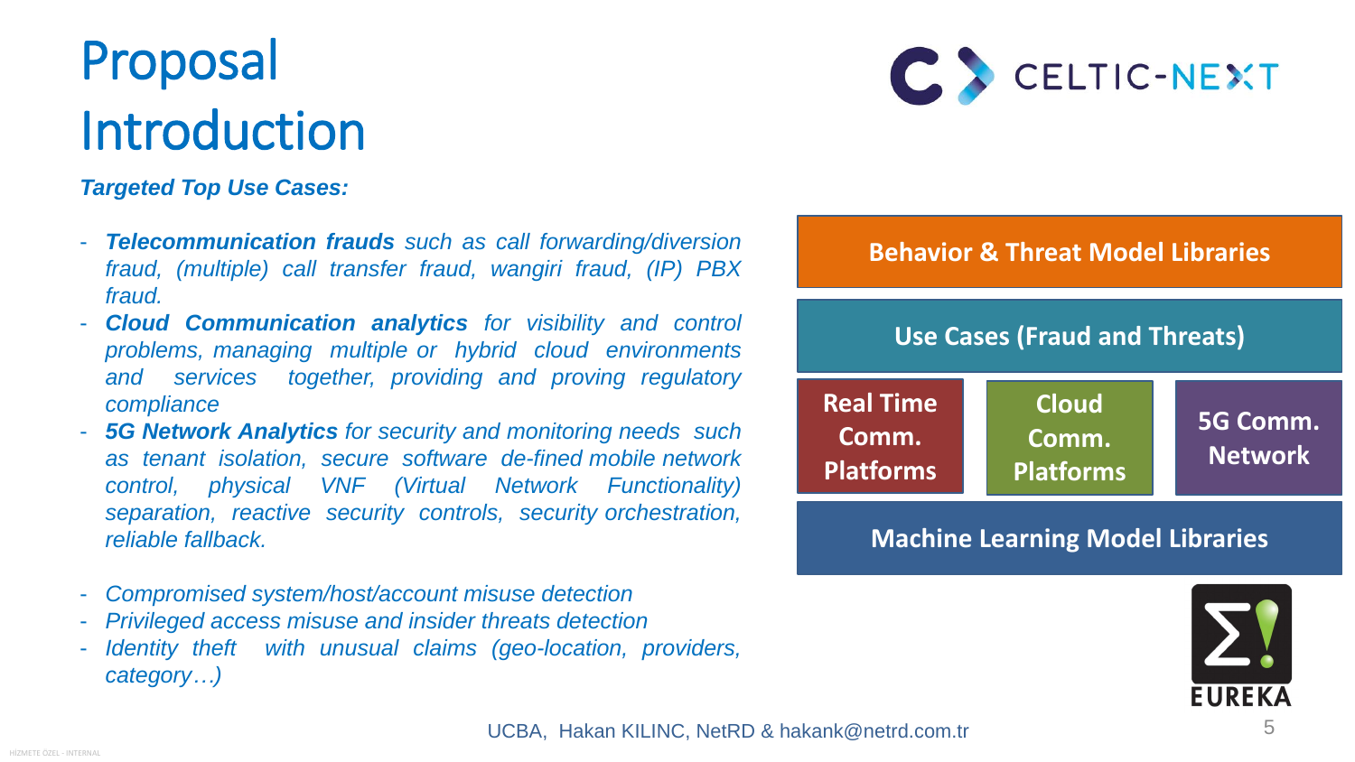# Proposal Introduction

***Targeted Top Use Cases:***

- ***Telecommunication frauds*** *such as call forwarding/diversion fraud, (multiple) call transfer fraud, wangiri fraud, (IP) PBX fraud.*
- ***Cloud Communication analytics*** *for visibility and control problems, managing multiple or hybrid cloud environments and services together, providing and proving regulatory compliance*
- ***5G Network Analytics*** *for security and monitoring needs such as tenant isolation, secure software de-fined mobile network control, physical VNF (Virtual Network Functionality) separation, reactive security controls, security orchestration, reliable fallback.*

- *Compromised system/host/account misuse detection*
- *Privileged access misuse and insider threats detection*
- *Identity theft with unusual claims (geo-location, providers, category…)*

**Behavior & Threat Model Libraries**

**Use Cases (Fraud and Threats)**

| **Real Time Comm. Platforms** | **Cloud Comm. Platforms** | **5G Comm. Network** |
|---|---|---|

**Machine Learning Model Libraries**

UCBA, Hakan KILINC, NetRD & hakank@netrd.com.tr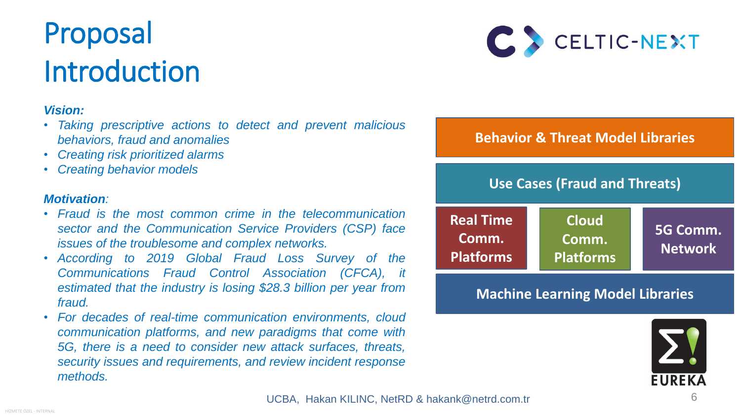# Proposal Introduction

***Vision:***

- *Taking prescriptive actions to detect and prevent malicious behaviors, fraud and anomalies*
- *Creating risk prioritized alarms*
- *Creating behavior models*

***Motivation**:*

- *Fraud is the most common crime in the telecommunication sector and the Communication Service Providers (CSP) face issues of the troublesome and complex networks.*
- *According to 2019 Global Fraud Loss Survey of the Communications Fraud Control Association (CFCA), it estimated that the industry is losing $28.3 billion per year from fraud.*
- *For decades of real-time communication environments, cloud communication platforms, and new paradigms that come with 5G, there is a need to consider new attack surfaces, threats, security issues and requirements, and review incident response methods.*

**Behavior & Threat Model Libraries**

**Use Cases (Fraud and Threats)**

| **Real Time Comm. Platforms** | **Cloud Comm. Platforms** | **5G Comm. Network** |
| --- | --- | --- |

**Machine Learning Model Libraries**

UCBA, Hakan KILINC, NetRD & hakank@netrd.com.tr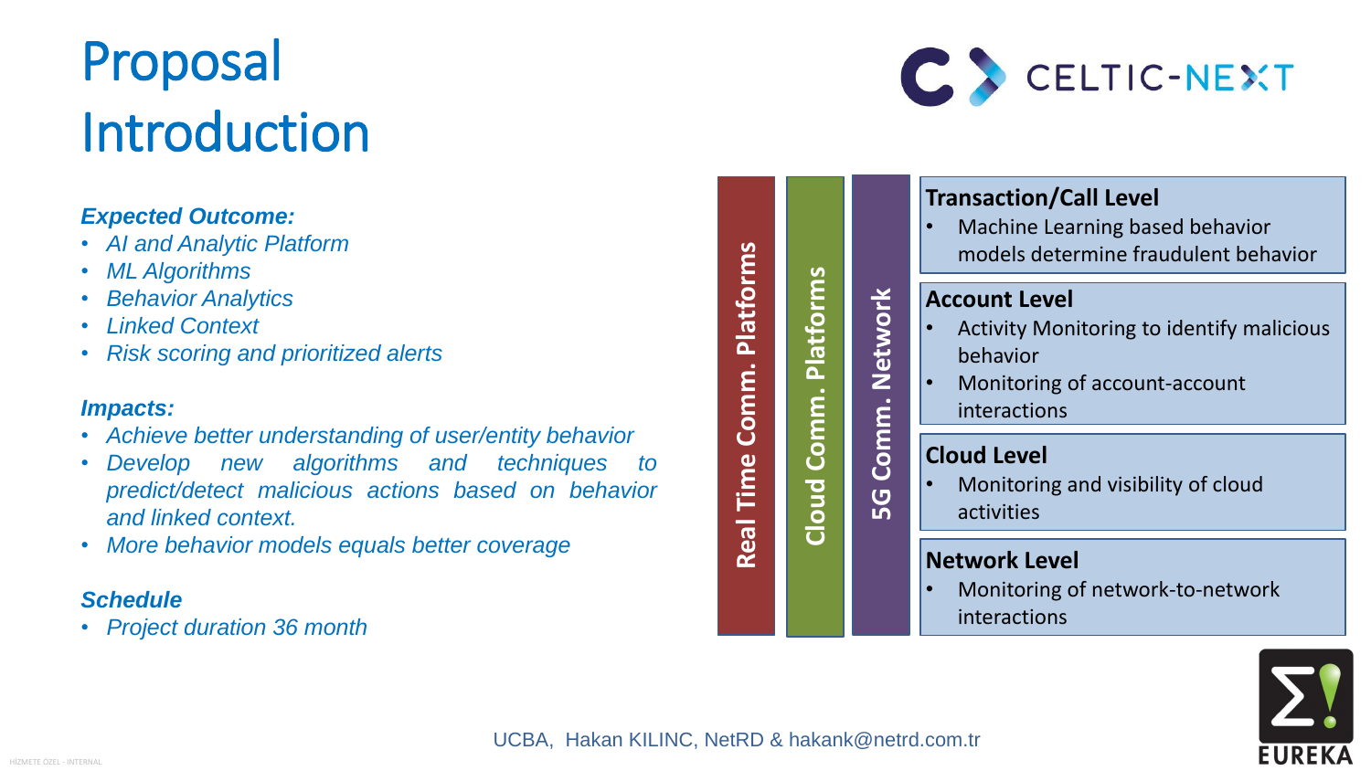# Proposal Introduction

***Expected Outcome:***

- *AI and Analytic Platform*
- *ML Algorithms*
- *Behavior Analytics*
- *Linked Context*
- *Risk scoring and prioritized alerts*

***Impacts:***

- *Achieve better understanding of user/entity behavior*
- *Develop new algorithms and techniques to predict/detect malicious actions based on behavior and linked context.*
- *More behavior models equals better coverage*

***Schedule***

- *Project duration 36 month*

**Real Time Comm. Platforms** | **Cloud Comm. Platforms** | **5G Comm. Network**

**Transaction/Call Level**

- Machine Learning based behavior models determine fraudulent behavior

**Account Level**

- Activity Monitoring to identify malicious behavior
- Monitoring of account-account interactions

**Cloud Level**

- Monitoring and visibility of cloud activities

**Network Level**

- Monitoring of network-to-network interactions

UCBA, Hakan KILINC, NetRD & hakank@netrd.com.tr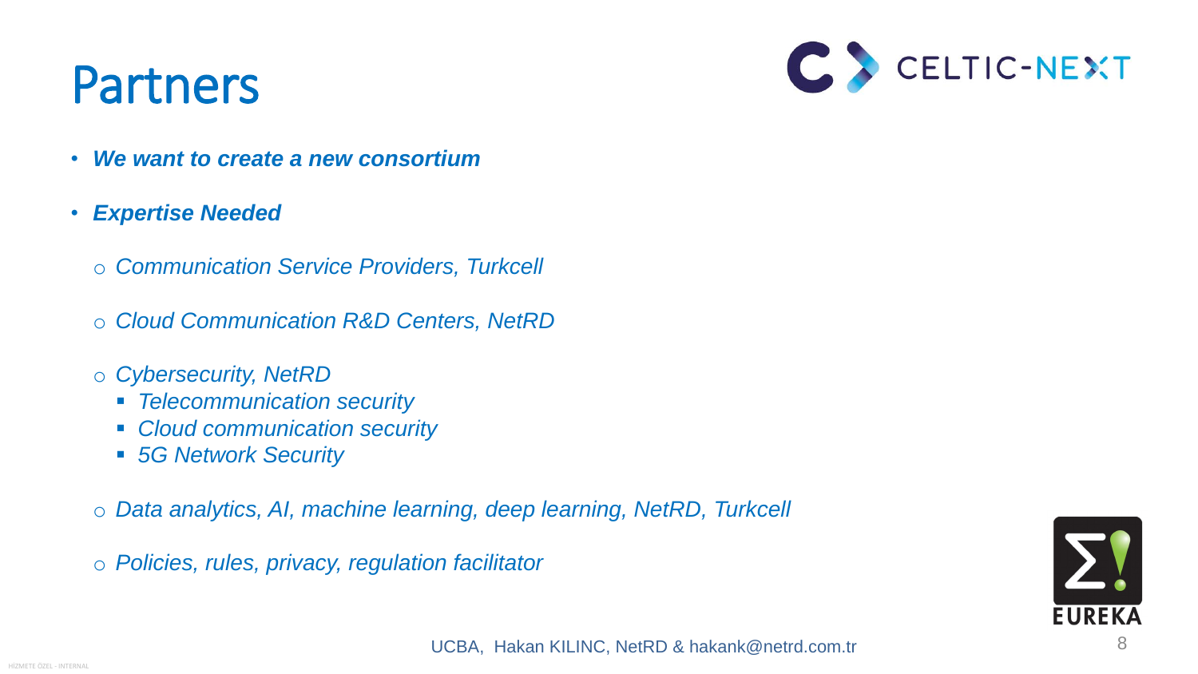# Partners

- ***We want to create a new consortium***
- ***Expertise Needed***
  - *Communication Service Providers, Turkcell*
  - *Cloud Communication R&D Centers, NetRD*
  - *Cybersecurity, NetRD*
    - *Telecommunication security*
    - *Cloud communication security*
    - *5G Network Security*
  - *Data analytics, AI, machine learning, deep learning, NetRD, Turkcell*
  - *Policies, rules, privacy, regulation facilitator*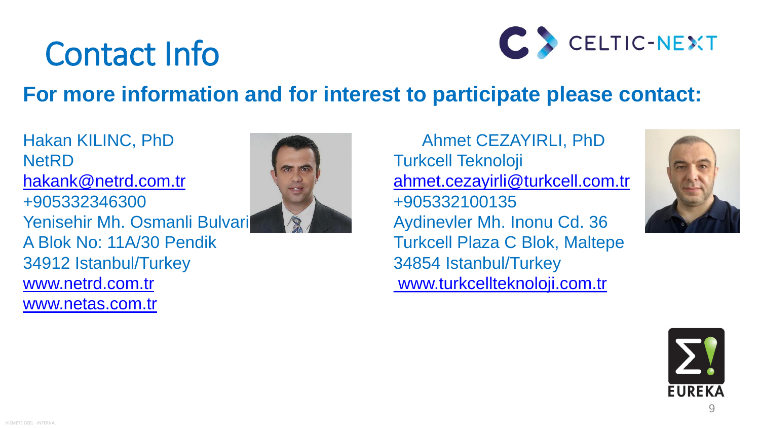# Contact Info

**For more information and for interest to participate please contact:**

Hakan KILINC, PhD
NetRD
hakank@netrd.com.tr
+905332346300
Yenisehir Mh. Osmanli Bulvari
A Blok No: 11A/30 Pendik
34912 Istanbul/Turkey
www.netrd.com.tr
www.netas.com.tr

Ahmet CEZAYIRLI, PhD
Turkcell Teknoloji
ahmet.cezayirli@turkcell.com.tr
+905332100135
Aydinevler Mh. Inonu Cd. 36
Turkcell Plaza C Blok, Maltepe
34854 Istanbul/Turkey
www.turkcellteknoloji.com.tr